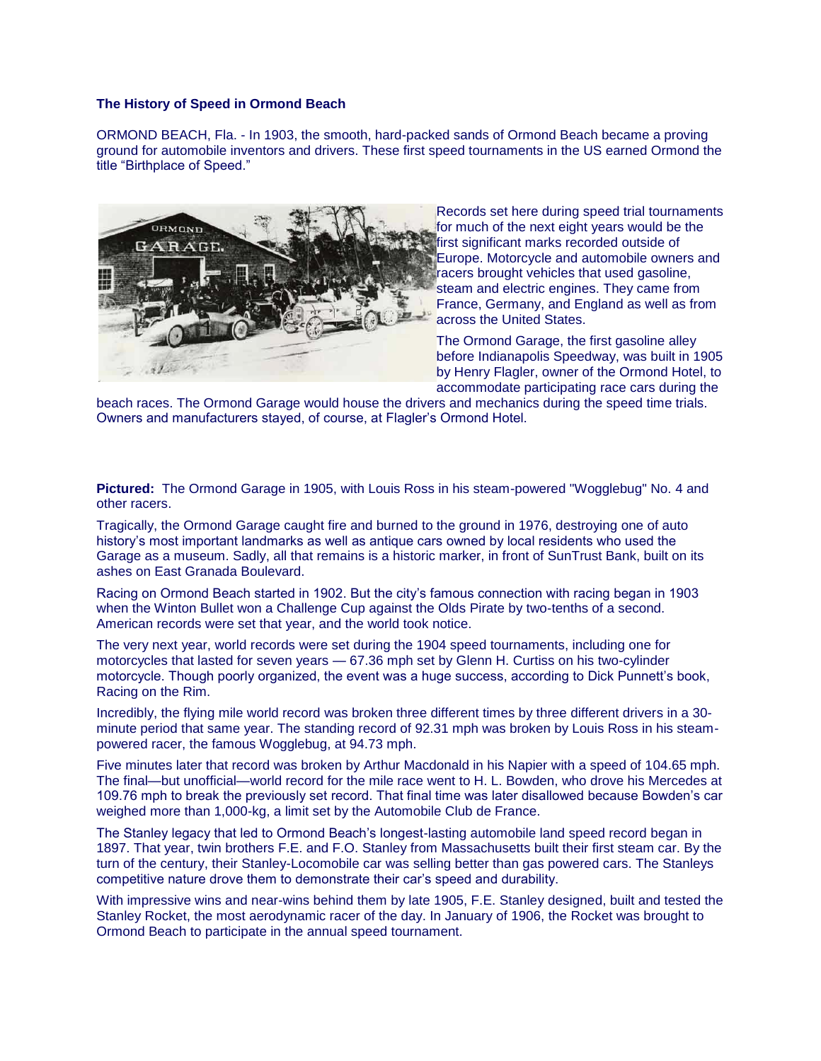**The History of Speed in Ormond Beach**

ORMOND BEACH, Fla. - In 1903, the smooth, hard-packed sands of Ormond Beach became a proving ground for automobile inventors and drivers. These first speed tournaments in the US earned Ormond the title "Birthplace of Speed."

Records set here during speed trial tournaments for much of the next eight years would be the first significant marks recorded outside of Europe. Motorcycle and automobile owners and racers brought vehicles that used gasoline, steam and electric engines. They came from France, Germany, and England as well as from across the United States.

The Ormond Garage, the first gasoline alley before Indianapolis Speedway, was built in 1905 by Henry Flagler, owner of the Ormond Hotel, to accommodate participating race cars during the beach races. The Ormond Garage would house the drivers and mechanics during the speed time trials. Owners and manufacturers stayed, of course, at Flagler's Ormond Hotel.

**Pictured:** The Ormond Garage in 1905, with Louis Ross in his steam-powered "Wogglebug" No. 4 and other racers.

Tragically, the Ormond Garage caught fire and burned to the ground in 1976, destroying one of auto history's most important landmarks as well as antique cars owned by local residents who used the Garage as a museum. Sadly, all that remains is a historic marker, in front of SunTrust Bank, built on its ashes on East Granada Boulevard.

Racing on Ormond Beach started in 1902. But the city's famous connection with racing began in 1903 when the Winton Bullet won a Challenge Cup against the Olds Pirate by two-tenths of a second. American records were set that year, and the world took notice.

The very next year, world records were set during the 1904 speed tournaments, including one for motorcycles that lasted for seven years — 67.36 mph set by Glenn H. Curtiss on his two-cylinder motorcycle. Though poorly organized, the event was a huge success, according to Dick Punnett's book, Racing on the Rim.

Incredibly, the flying mile world record was broken three different times by three different drivers in a 30-minute period that same year. The standing record of 92.31 mph was broken by Louis Ross in his steam-powered racer, the famous Wogglebug, at 94.73 mph.

Five minutes later that record was broken by Arthur Macdonald in his Napier with a speed of 104.65 mph. The final—but unofficial—world record for the mile race went to H. L. Bowden, who drove his Mercedes at 109.76 mph to break the previously set record. That final time was later disallowed because Bowden's car weighed more than 1,000-kg, a limit set by the Automobile Club de France.

The Stanley legacy that led to Ormond Beach's longest-lasting automobile land speed record began in 1897. That year, twin brothers F.E. and F.O. Stanley from Massachusetts built their first steam car. By the turn of the century, their Stanley-Locomobile car was selling better than gas powered cars. The Stanleys competitive nature drove them to demonstrate their car's speed and durability.

With impressive wins and near-wins behind them by late 1905, F.E. Stanley designed, built and tested the Stanley Rocket, the most aerodynamic racer of the day. In January of 1906, the Rocket was brought to Ormond Beach to participate in the annual speed tournament.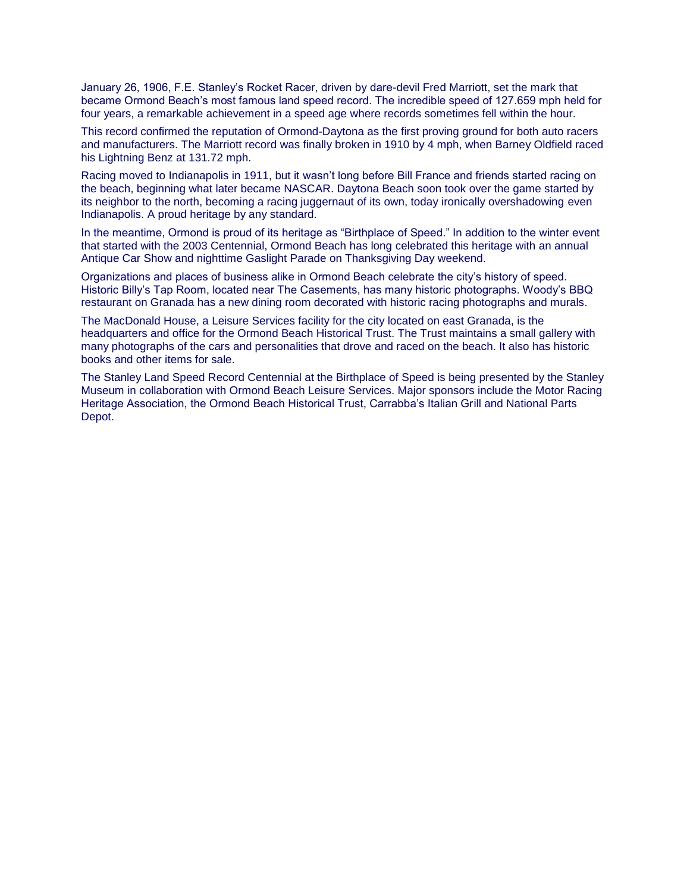January 26, 1906, F.E. Stanley's Rocket Racer, driven by dare-devil Fred Marriott, set the mark that became Ormond Beach's most famous land speed record. The incredible speed of 127.659 mph held for four years, a remarkable achievement in a speed age where records sometimes fell within the hour.

This record confirmed the reputation of Ormond-Daytona as the first proving ground for both auto racers and manufacturers. The Marriott record was finally broken in 1910 by 4 mph, when Barney Oldfield raced his Lightning Benz at 131.72 mph.

Racing moved to Indianapolis in 1911, but it wasn't long before Bill France and friends started racing on the beach, beginning what later became NASCAR. Daytona Beach soon took over the game started by its neighbor to the north, becoming a racing juggernaut of its own, today ironically overshadowing even Indianapolis. A proud heritage by any standard.

In the meantime, Ormond is proud of its heritage as "Birthplace of Speed." In addition to the winter event that started with the 2003 Centennial, Ormond Beach has long celebrated this heritage with an annual Antique Car Show and nighttime Gaslight Parade on Thanksgiving Day weekend.

Organizations and places of business alike in Ormond Beach celebrate the city's history of speed. Historic Billy's Tap Room, located near The Casements, has many historic photographs. Woody's BBQ restaurant on Granada has a new dining room decorated with historic racing photographs and murals.

The MacDonald House, a Leisure Services facility for the city located on east Granada, is the headquarters and office for the Ormond Beach Historical Trust. The Trust maintains a small gallery with many photographs of the cars and personalities that drove and raced on the beach. It also has historic books and other items for sale.

The Stanley Land Speed Record Centennial at the Birthplace of Speed is being presented by the Stanley Museum in collaboration with Ormond Beach Leisure Services. Major sponsors include the Motor Racing Heritage Association, the Ormond Beach Historical Trust, Carrabba's Italian Grill and National Parts Depot.